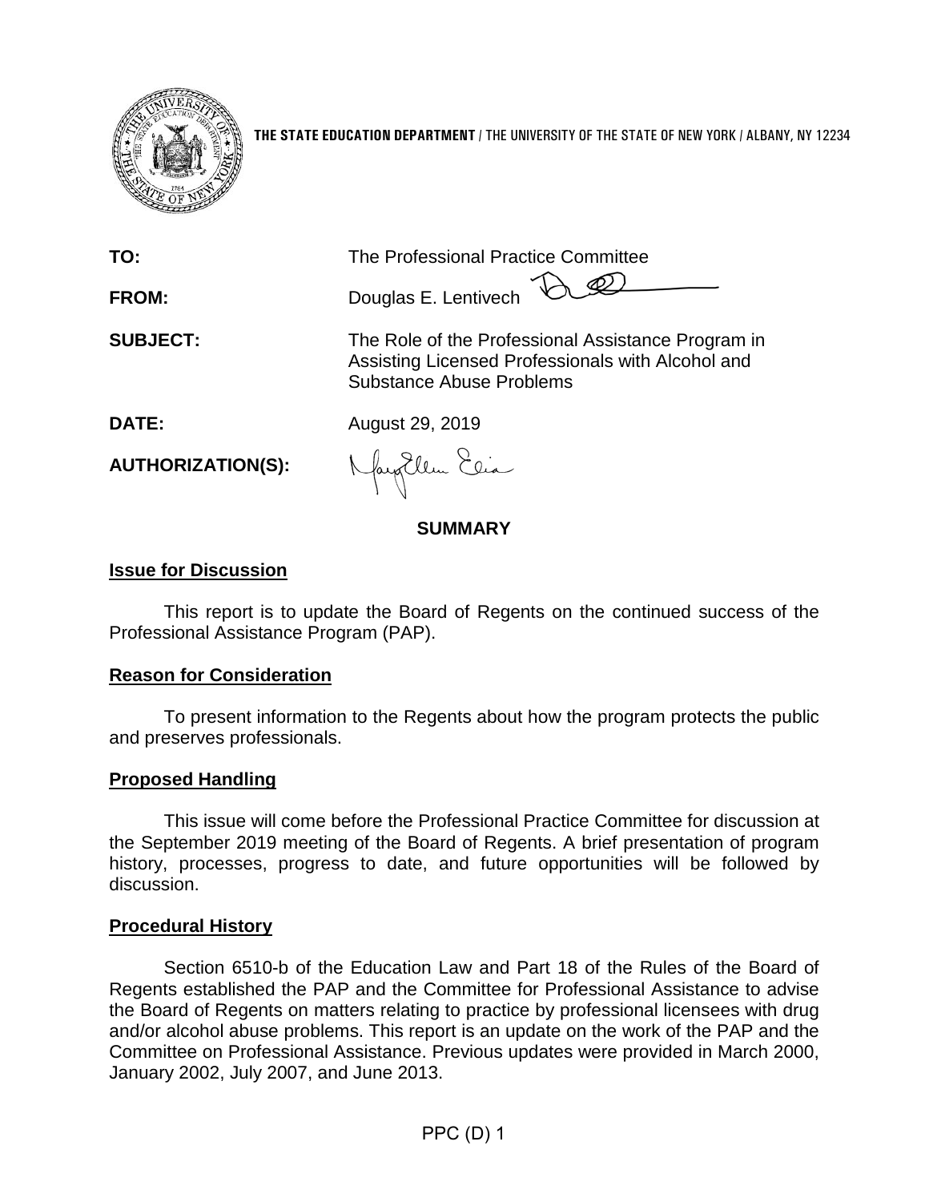**THE STATE EDUCATION DEPARTMENT** / THE UNIVERSITY OF THE STATE OF NEW YORK / ALBANY, NY 12234

| | |
|---|---|
| **TO:** | The Professional Practice Committee |
| **FROM:** | Douglas E. Lentivech |
| **SUBJECT:** | The Role of the Professional Assistance Program in Assisting Licensed Professionals with Alcohol and Substance Abuse Problems |
| **DATE:** | August 29, 2019 |
| **AUTHORIZATION(S):** | |

## SUMMARY

### Issue for Discussion

This report is to update the Board of Regents on the continued success of the Professional Assistance Program (PAP).

### Reason for Consideration

To present information to the Regents about how the program protects the public and preserves professionals.

### Proposed Handling

This issue will come before the Professional Practice Committee for discussion at the September 2019 meeting of the Board of Regents. A brief presentation of program history, processes, progress to date, and future opportunities will be followed by discussion.

### Procedural History

Section 6510-b of the Education Law and Part 18 of the Rules of the Board of Regents established the PAP and the Committee for Professional Assistance to advise the Board of Regents on matters relating to practice by professional licensees with drug and/or alcohol abuse problems. This report is an update on the work of the PAP and the Committee on Professional Assistance. Previous updates were provided in March 2000, January 2002, July 2007, and June 2013.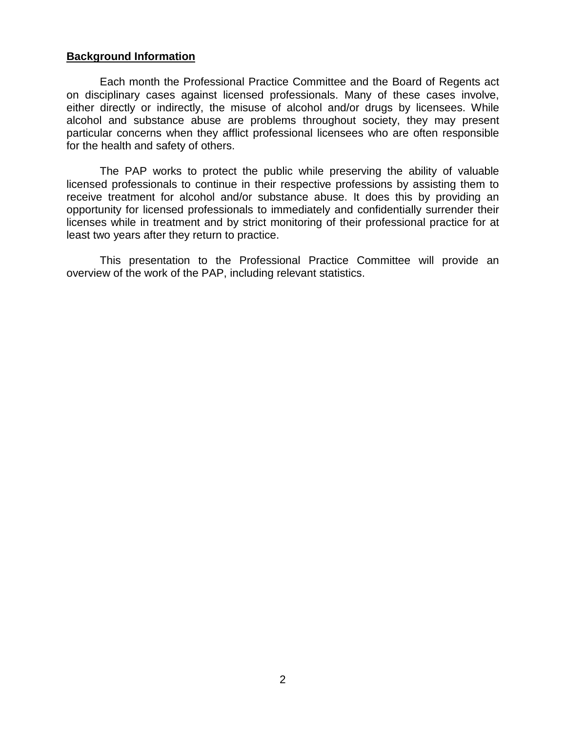**Background Information**

Each month the Professional Practice Committee and the Board of Regents act on disciplinary cases against licensed professionals. Many of these cases involve, either directly or indirectly, the misuse of alcohol and/or drugs by licensees. While alcohol and substance abuse are problems throughout society, they may present particular concerns when they afflict professional licensees who are often responsible for the health and safety of others.

The PAP works to protect the public while preserving the ability of valuable licensed professionals to continue in their respective professions by assisting them to receive treatment for alcohol and/or substance abuse. It does this by providing an opportunity for licensed professionals to immediately and confidentially surrender their licenses while in treatment and by strict monitoring of their professional practice for at least two years after they return to practice.

This presentation to the Professional Practice Committee will provide an overview of the work of the PAP, including relevant statistics.